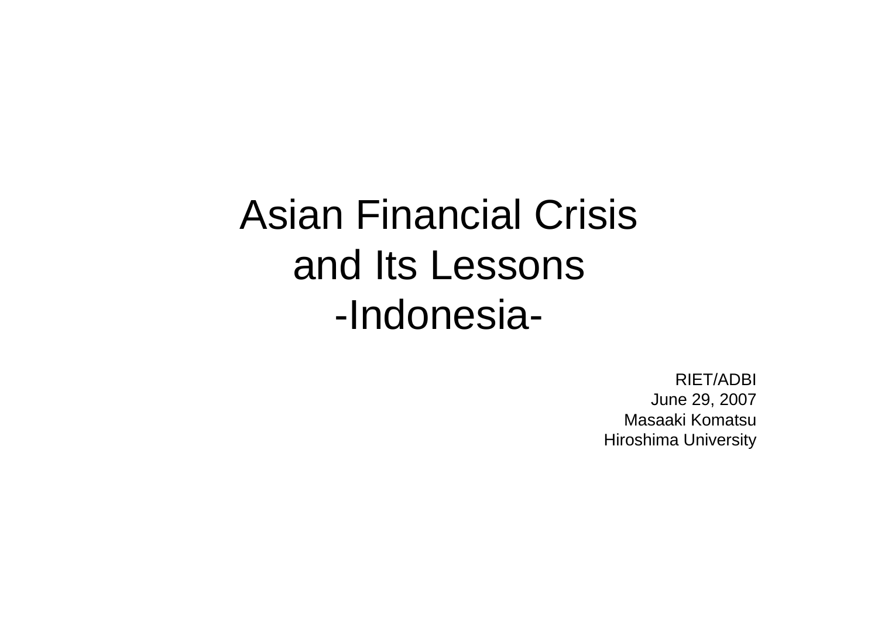# Asian Financial Crisis and Its Lessons -Indonesia-

RIET/ADBI
June 29, 2007
Masaaki Komatsu
Hiroshima University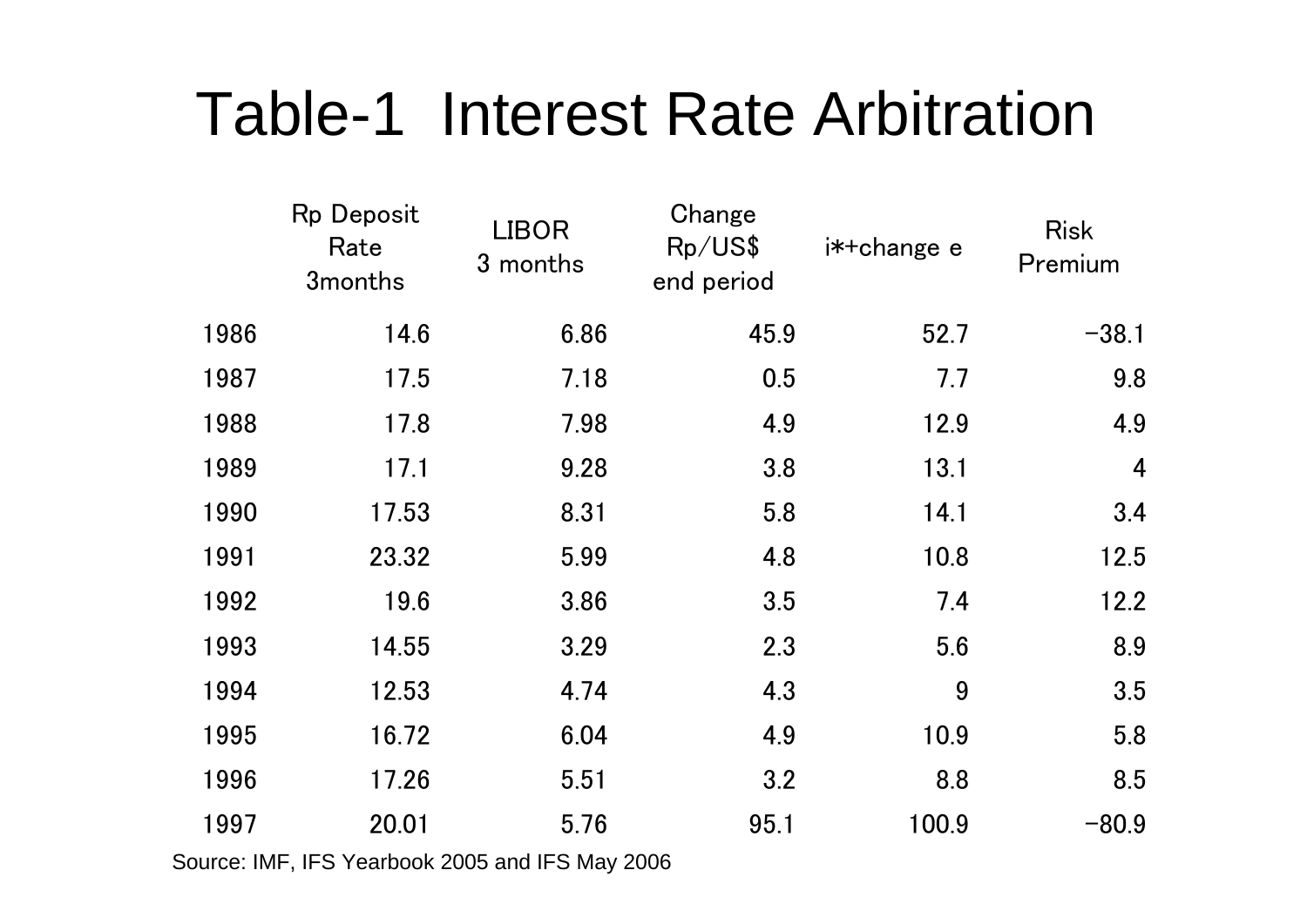# Table-1 Interest Rate Arbitration

| | Rp Deposit Rate 3months | LIBOR 3 months | Change Rp/US$ end period | i*+change e | Risk Premium |
|---|---|---|---|---|---|
| 1986 | 14.6 | 6.86 | 45.9 | 52.7 | −38.1 |
| 1987 | 17.5 | 7.18 | 0.5 | 7.7 | 9.8 |
| 1988 | 17.8 | 7.98 | 4.9 | 12.9 | 4.9 |
| 1989 | 17.1 | 9.28 | 3.8 | 13.1 | 4 |
| 1990 | 17.53 | 8.31 | 5.8 | 14.1 | 3.4 |
| 1991 | 23.32 | 5.99 | 4.8 | 10.8 | 12.5 |
| 1992 | 19.6 | 3.86 | 3.5 | 7.4 | 12.2 |
| 1993 | 14.55 | 3.29 | 2.3 | 5.6 | 8.9 |
| 1994 | 12.53 | 4.74 | 4.3 | 9 | 3.5 |
| 1995 | 16.72 | 6.04 | 4.9 | 10.9 | 5.8 |
| 1996 | 17.26 | 5.51 | 3.2 | 8.8 | 8.5 |
| 1997 | 20.01 | 5.76 | 95.1 | 100.9 | −80.9 |

Source: IMF, IFS Yearbook 2005 and IFS May 2006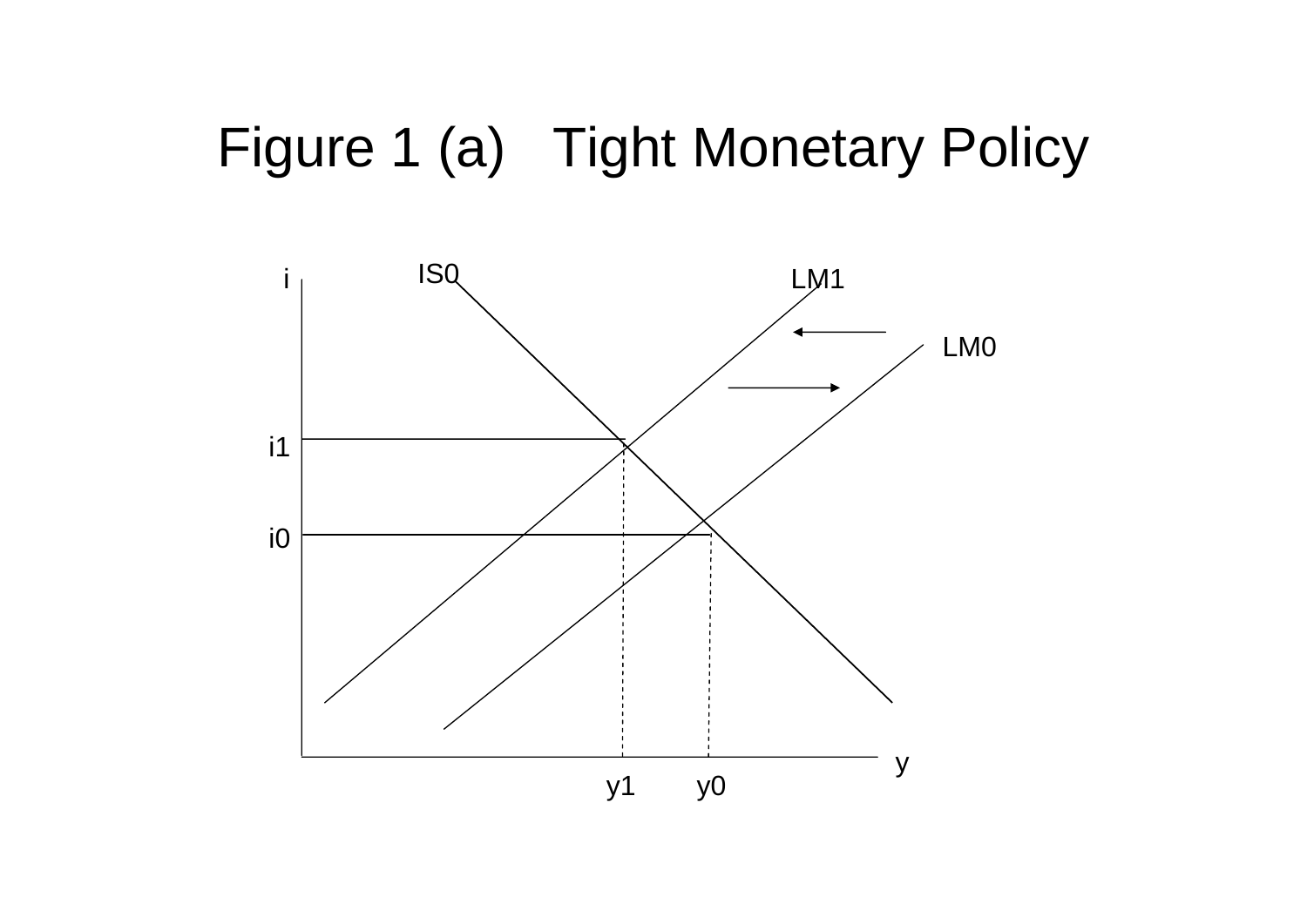# Figure 1 (a)   Tight Monetary Policy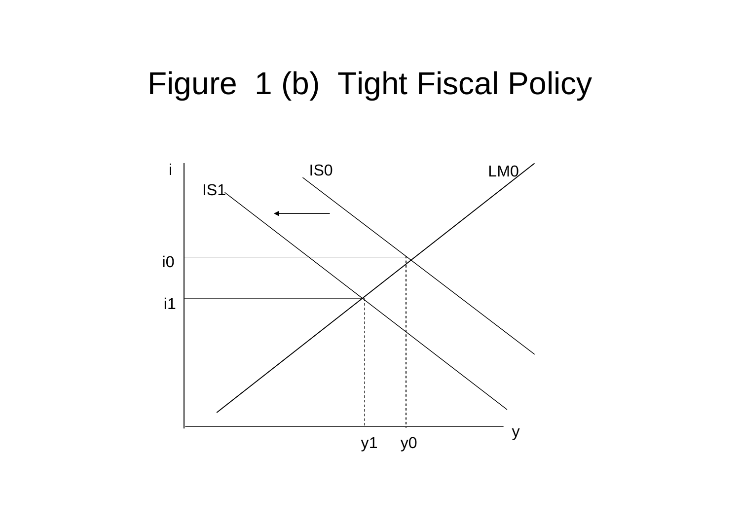# Figure 1 (b) Tight Fiscal Policy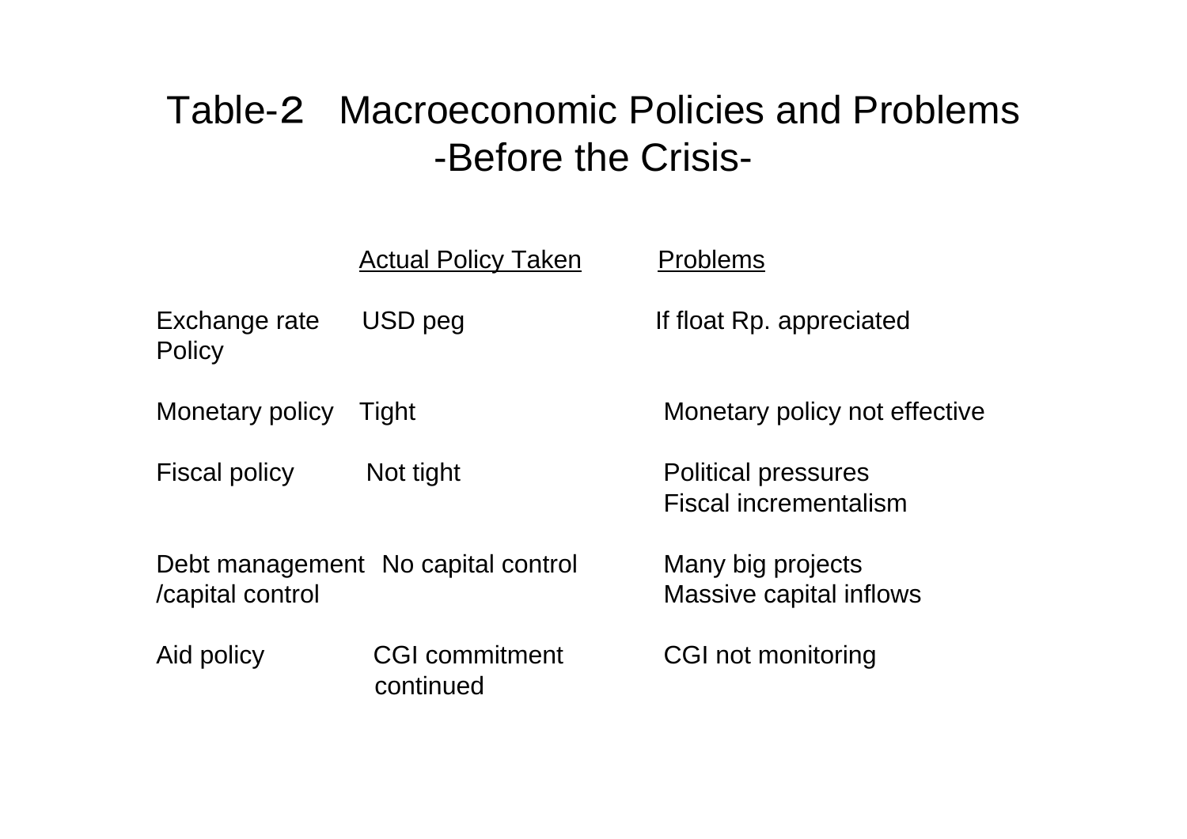# Table-2 Macroeconomic Policies and Problems -Before the Crisis-

| | Actual Policy Taken | Problems |
|---|---|---|
| Exchange rate Policy | USD peg | If float Rp. appreciated |
| Monetary policy | Tight | Monetary policy not effective |
| Fiscal policy | Not tight | Political pressures<br>Fiscal incrementalism |
| Debt management /capital control | No capital control | Many big projects<br>Massive capital inflows |
| Aid policy | CGI commitment continued | CGI not monitoring |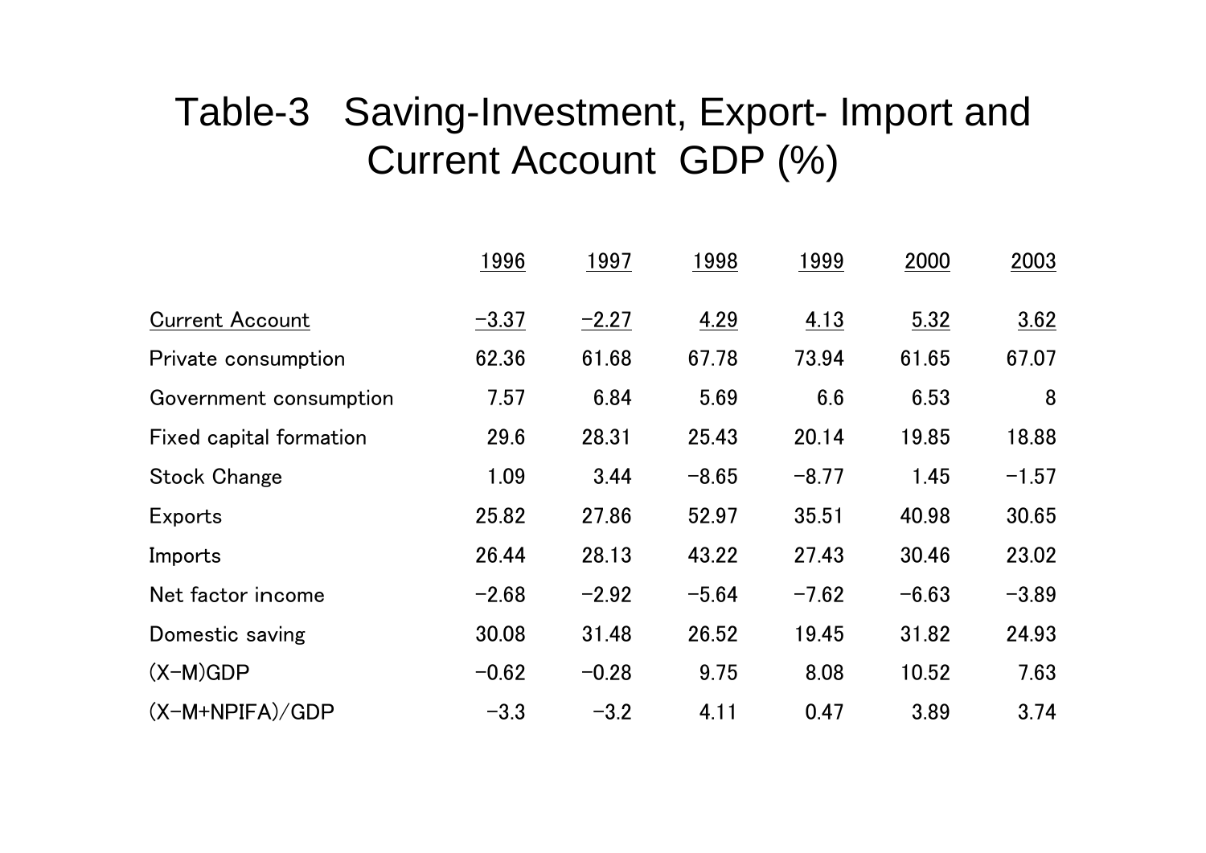# Table-3 Saving-Investment, Export- Import and Current Account GDP (%)

| | 1996 | 1997 | 1998 | 1999 | 2000 | 2003 |
|---|---|---|---|---|---|---|
| Current Account | −3.37 | −2.27 | 4.29 | 4.13 | 5.32 | 3.62 |
| Private consumption | 62.36 | 61.68 | 67.78 | 73.94 | 61.65 | 67.07 |
| Government consumption | 7.57 | 6.84 | 5.69 | 6.6 | 6.53 | 8 |
| Fixed capital formation | 29.6 | 28.31 | 25.43 | 20.14 | 19.85 | 18.88 |
| Stock Change | 1.09 | 3.44 | −8.65 | −8.77 | 1.45 | −1.57 |
| Exports | 25.82 | 27.86 | 52.97 | 35.51 | 40.98 | 30.65 |
| Imports | 26.44 | 28.13 | 43.22 | 27.43 | 30.46 | 23.02 |
| Net factor income | −2.68 | −2.92 | −5.64 | −7.62 | −6.63 | −3.89 |
| Domestic saving | 30.08 | 31.48 | 26.52 | 19.45 | 31.82 | 24.93 |
| (X−M)GDP | −0.62 | −0.28 | 9.75 | 8.08 | 10.52 | 7.63 |
| (X−M+NPIFA)/GDP | −3.3 | −3.2 | 4.11 | 0.47 | 3.89 | 3.74 |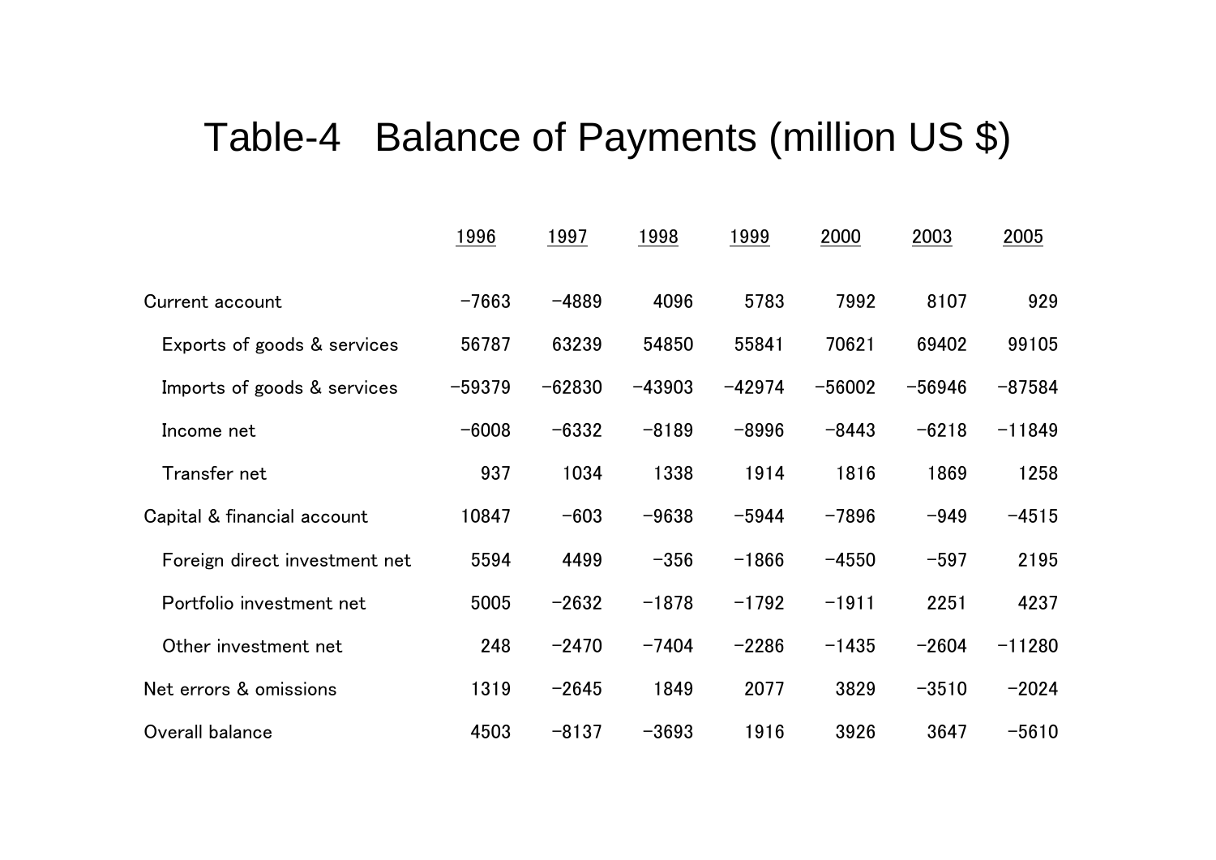# Table-4 Balance of Payments (million US $)

| | 1996 | 1997 | 1998 | 1999 | 2000 | 2003 | 2005 |
|---|---|---|---|---|---|---|---|
| Current account | −7663 | −4889 | 4096 | 5783 | 7992 | 8107 | 929 |
| Exports of goods & services | 56787 | 63239 | 54850 | 55841 | 70621 | 69402 | 99105 |
| Imports of goods & services | −59379 | −62830 | −43903 | −42974 | −56002 | −56946 | −87584 |
| Income net | −6008 | −6332 | −8189 | −8996 | −8443 | −6218 | −11849 |
| Transfer net | 937 | 1034 | 1338 | 1914 | 1816 | 1869 | 1258 |
| Capital & financial account | 10847 | −603 | −9638 | −5944 | −7896 | −949 | −4515 |
| Foreign direct investment net | 5594 | 4499 | −356 | −1866 | −4550 | −597 | 2195 |
| Portfolio investment net | 5005 | −2632 | −1878 | −1792 | −1911 | 2251 | 4237 |
| Other investment net | 248 | −2470 | −7404 | −2286 | −1435 | −2604 | −11280 |
| Net errors & omissions | 1319 | −2645 | 1849 | 2077 | 3829 | −3510 | −2024 |
| Overall balance | 4503 | −8137 | −3693 | 1916 | 3926 | 3647 | −5610 |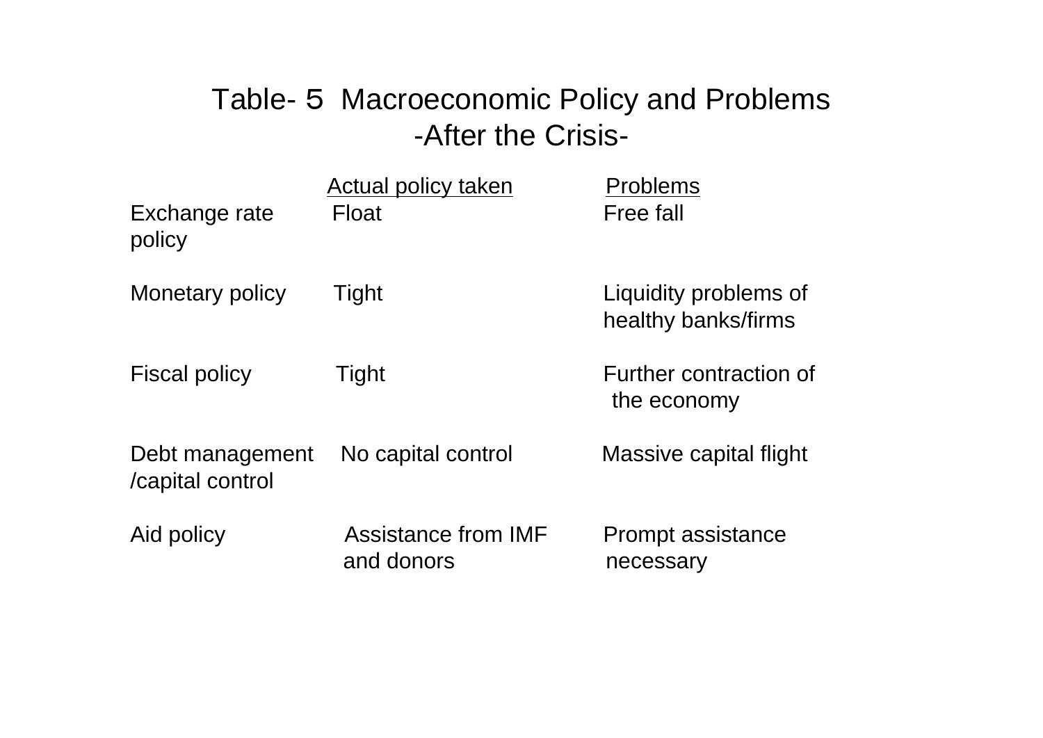# Table- 5 Macroeconomic Policy and Problems -After the Crisis-

| | Actual policy taken | Problems |
|---|---|---|
| Exchange rate policy | Float | Free fall |
| Monetary policy | Tight | Liquidity problems of healthy banks/firms |
| Fiscal policy | Tight | Further contraction of the economy |
| Debt management /capital control | No capital control | Massive capital flight |
| Aid policy | Assistance from IMF and donors | Prompt assistance necessary |